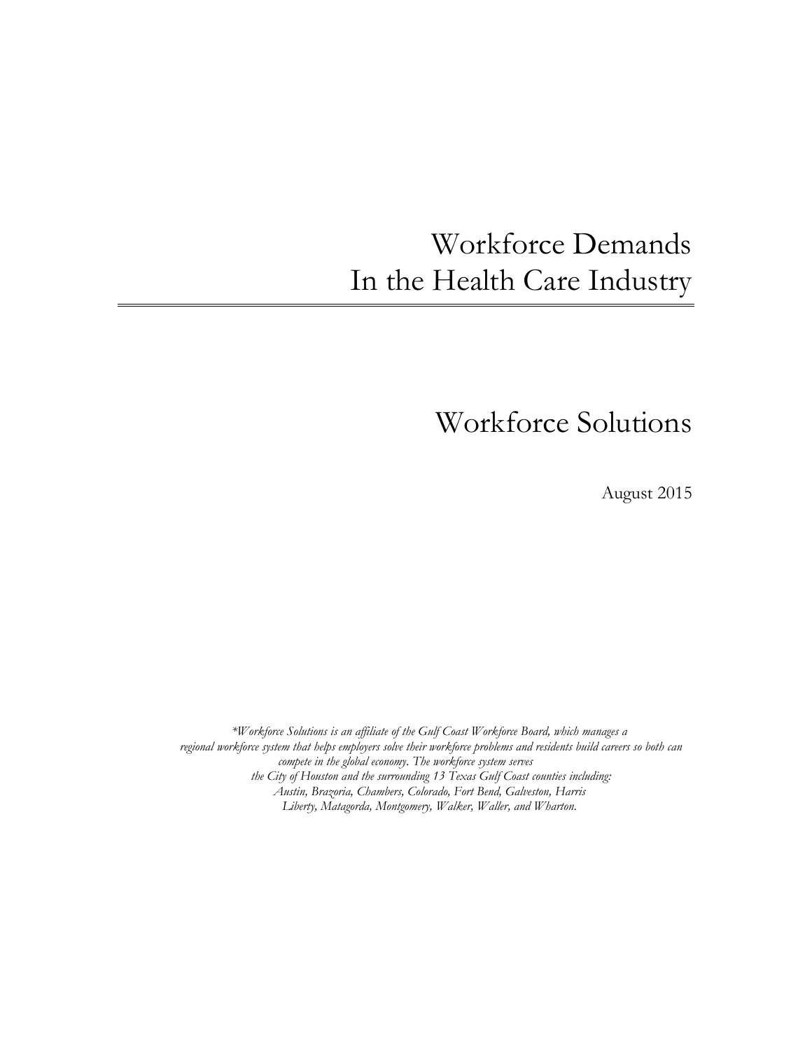# Workforce Demands
# In the Health Care Industry

## Workforce Solutions

August 2015

*\*Workforce Solutions is an affiliate of the Gulf Coast Workforce Board, which manages a regional workforce system that helps employers solve their workforce problems and residents build careers so both can compete in the global economy. The workforce system serves the City of Houston and the surrounding 13 Texas Gulf Coast counties including: Austin, Brazoria, Chambers, Colorado, Fort Bend, Galveston, Harris Liberty, Matagorda, Montgomery, Walker, Waller, and Wharton.*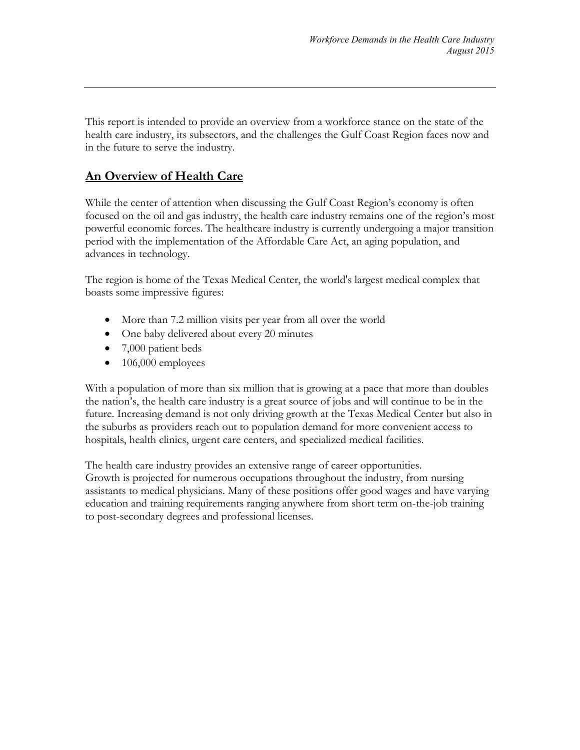This report is intended to provide an overview from a workforce stance on the state of the health care industry, its subsectors, and the challenges the Gulf Coast Region faces now and in the future to serve the industry.

## An Overview of Health Care

While the center of attention when discussing the Gulf Coast Region's economy is often focused on the oil and gas industry, the health care industry remains one of the region's most powerful economic forces. The healthcare industry is currently undergoing a major transition period with the implementation of the Affordable Care Act, an aging population, and advances in technology.

The region is home of the Texas Medical Center, the world's largest medical complex that boasts some impressive figures:

- More than 7.2 million visits per year from all over the world
- One baby delivered about every 20 minutes
- 7,000 patient beds
- 106,000 employees

With a population of more than six million that is growing at a pace that more than doubles the nation's, the health care industry is a great source of jobs and will continue to be in the future. Increasing demand is not only driving growth at the Texas Medical Center but also in the suburbs as providers reach out to population demand for more convenient access to hospitals, health clinics, urgent care centers, and specialized medical facilities.

The health care industry provides an extensive range of career opportunities. Growth is projected for numerous occupations throughout the industry, from nursing assistants to medical physicians. Many of these positions offer good wages and have varying education and training requirements ranging anywhere from short term on-the-job training to post-secondary degrees and professional licenses.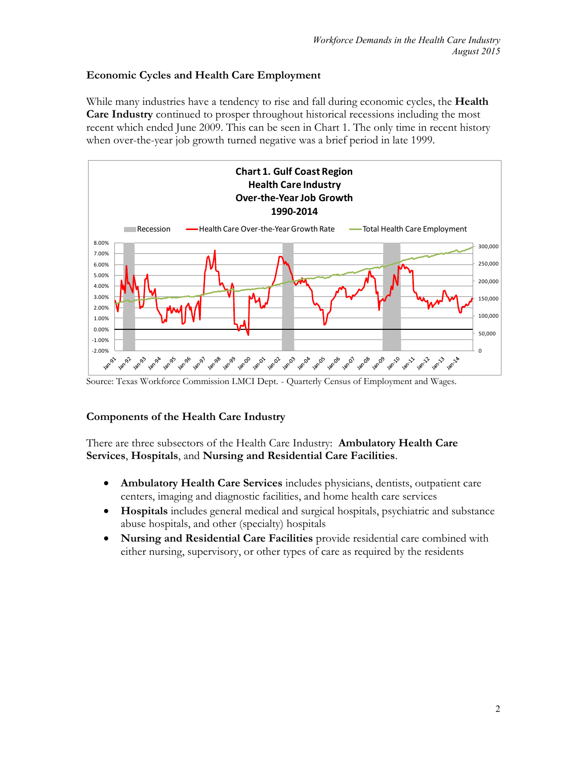## Economic Cycles and Health Care Employment

While many industries have a tendency to rise and fall during economic cycles, the **Health Care Industry** continued to prosper throughout historical recessions including the most recent which ended June 2009. This can be seen in Chart 1. The only time in recent history when over-the-year job growth turned negative was a brief period in late 1999.

**Chart 1. Gulf Coast Region Health Care Industry Over-the-Year Job Growth 1990-2014**

Source: Texas Workforce Commission LMCI Dept. - Quarterly Census of Employment and Wages.

## Components of the Health Care Industry

There are three subsectors of the Health Care Industry: **Ambulatory Health Care Services**, **Hospitals**, and **Nursing and Residential Care Facilities**.

- **Ambulatory Health Care Services** includes physicians, dentists, outpatient care centers, imaging and diagnostic facilities, and home health care services
- **Hospitals** includes general medical and surgical hospitals, psychiatric and substance abuse hospitals, and other (specialty) hospitals
- **Nursing and Residential Care Facilities** provide residential care combined with either nursing, supervisory, or other types of care as required by the residents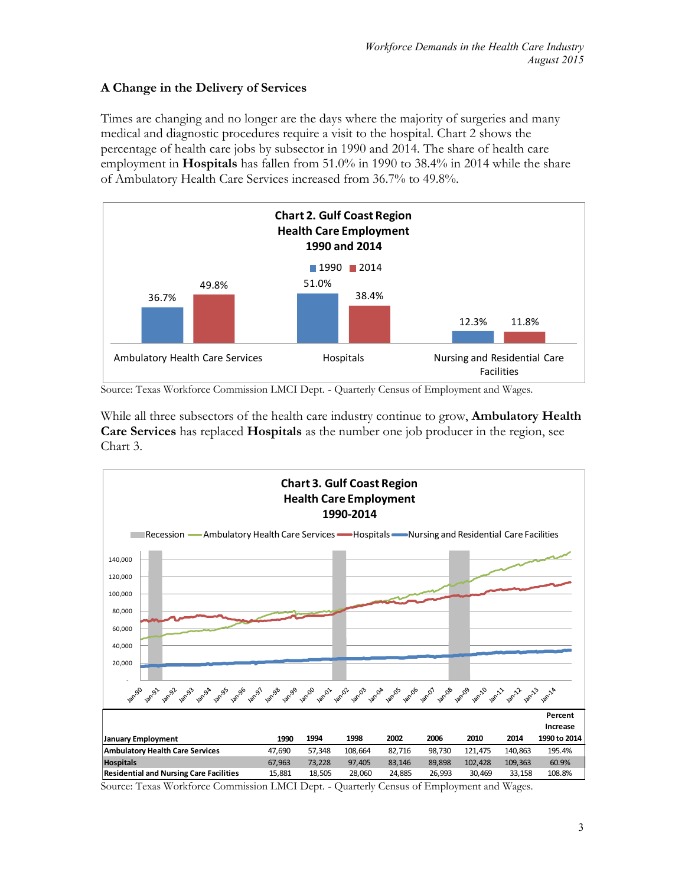## A Change in the Delivery of Services

Times are changing and no longer are the days where the majority of surgeries and many medical and diagnostic procedures require a visit to the hospital. Chart 2 shows the percentage of health care jobs by subsector in 1990 and 2014. The share of health care employment in **Hospitals** has fallen from 51.0% in 1990 to 38.4% in 2014 while the share of Ambulatory Health Care Services increased from 36.7% to 49.8%.

**Chart 2. Gulf Coast Region Health Care Employment 1990 and 2014**

| | 1990 | 2014 |
|---|---|---|
| Ambulatory Health Care Services | 36.7% | 49.8% |
| Hospitals | 51.0% | 38.4% |
| Nursing and Residential Care Facilities | 12.3% | 11.8% |

Source: Texas Workforce Commission LMCI Dept. - Quarterly Census of Employment and Wages.

While all three subsectors of the health care industry continue to grow, **Ambulatory Health Care Services** has replaced **Hospitals** as the number one job producer in the region, see Chart 3.

**Chart 3. Gulf Coast Region Health Care Employment 1990-2014**

| January Employment | 1990 | 1994 | 1998 | 2002 | 2006 | 2010 | 2014 | Percent Increase 1990 to 2014 |
|---|---|---|---|---|---|---|---|---|
| **Ambulatory Health Care Services** | 47,690 | 57,348 | 108,664 | 82,716 | 98,730 | 121,475 | 140,863 | 195.4% |
| **Hospitals** | 67,963 | 73,228 | 97,405 | 83,146 | 89,898 | 102,428 | 109,363 | 60.9% |
| **Residential and Nursing Care Facilities** | 15,881 | 18,505 | 28,060 | 24,885 | 26,993 | 30,469 | 33,158 | 108.8% |

Source: Texas Workforce Commission LMCI Dept. - Quarterly Census of Employment and Wages.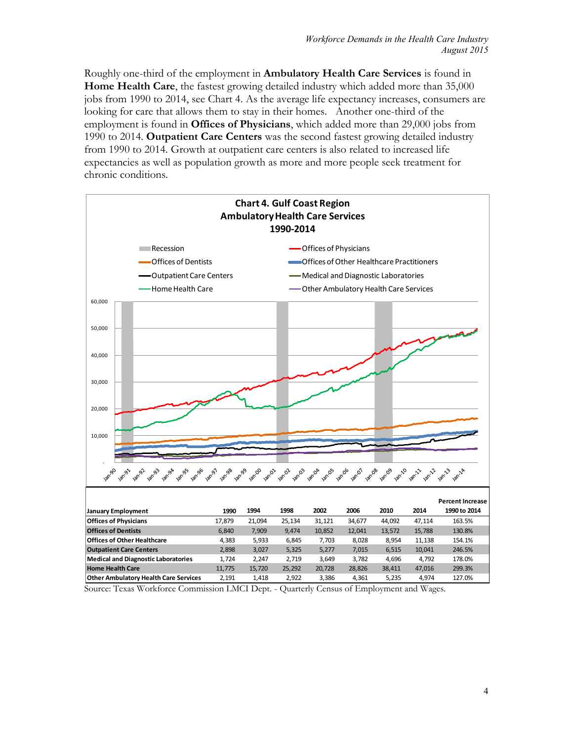Roughly one-third of the employment in **Ambulatory Health Care Services** is found in **Home Health Care**, the fastest growing detailed industry which added more than 35,000 jobs from 1990 to 2014, see Chart 4. As the average life expectancy increases, consumers are looking for care that allows them to stay in their homes. Another one-third of the employment is found in **Offices of Physicians**, which added more than 29,000 jobs from 1990 to 2014. **Outpatient Care Centers** was the second fastest growing detailed industry from 1990 to 2014. Growth at outpatient care centers is also related to increased life expectancies as well as population growth as more and more people seek treatment for chronic conditions.

**Chart 4. Gulf Coast Region Ambulatory Health Care Services 1990-2014**

| January Employment | 1990 | 1994 | 1998 | 2002 | 2006 | 2010 | 2014 | Percent Increase 1990 to 2014 |
|---|---|---|---|---|---|---|---|---|
| **Offices of Physicians** | 17,879 | 21,094 | 25,134 | 31,121 | 34,677 | 44,092 | 47,114 | 163.5% |
| **Offices of Dentists** | 6,840 | 7,909 | 9,474 | 10,852 | 12,041 | 13,572 | 15,788 | 130.8% |
| **Offices of Other Healthcare** | 4,383 | 5,933 | 6,845 | 7,703 | 8,028 | 8,954 | 11,138 | 154.1% |
| **Outpatient Care Centers** | 2,898 | 3,027 | 5,325 | 5,277 | 7,015 | 6,515 | 10,041 | 246.5% |
| **Medical and Diagnostic Laboratories** | 1,724 | 2,247 | 2,719 | 3,649 | 3,782 | 4,696 | 4,792 | 178.0% |
| **Home Health Care** | 11,775 | 15,720 | 25,292 | 20,728 | 28,826 | 38,411 | 47,016 | 299.3% |
| **Other Ambulatory Health Care Services** | 2,191 | 1,418 | 2,922 | 3,386 | 4,361 | 5,235 | 4,974 | 127.0% |

Source: Texas Workforce Commission LMCI Dept. - Quarterly Census of Employment and Wages.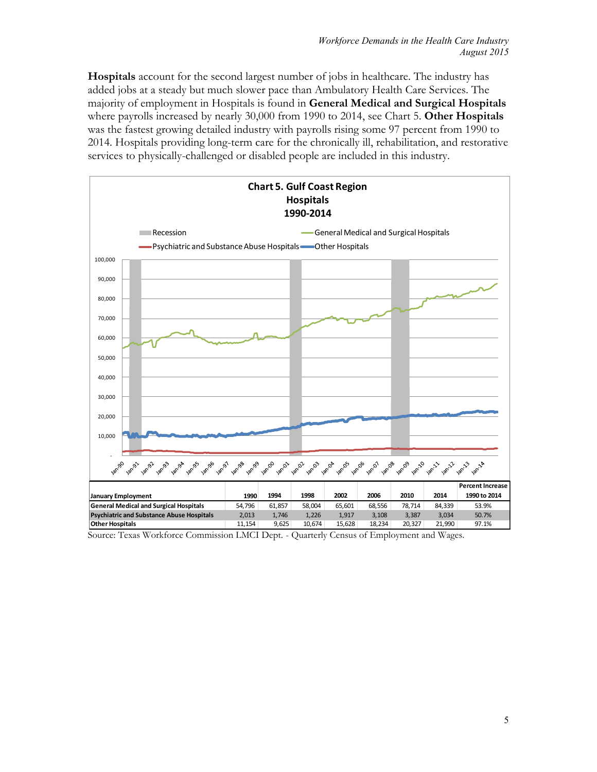**Hospitals** account for the second largest number of jobs in healthcare. The industry has added jobs at a steady but much slower pace than Ambulatory Health Care Services. The majority of employment in Hospitals is found in **General Medical and Surgical Hospitals** where payrolls increased by nearly 30,000 from 1990 to 2014, see Chart 5. **Other Hospitals** was the fastest growing detailed industry with payrolls rising some 97 percent from 1990 to 2014. Hospitals providing long-term care for the chronically ill, rehabilitation, and restorative services to physically-challenged or disabled people are included in this industry.

**Chart 5. Gulf Coast Region Hospitals 1990-2014**

| January Employment | 1990 | 1994 | 1998 | 2002 | 2006 | 2010 | 2014 | Percent Increase 1990 to 2014 |
|---|---|---|---|---|---|---|---|---|
| General Medical and Surgical Hospitals | 54,796 | 61,857 | 58,004 | 65,601 | 68,556 | 78,714 | 84,339 | 53.9% |
| Psychiatric and Substance Abuse Hospitals | 2,013 | 1,746 | 1,226 | 1,917 | 3,108 | 3,387 | 3,034 | 50.7% |
| Other Hospitals | 11,154 | 9,625 | 10,674 | 15,628 | 18,234 | 20,327 | 21,990 | 97.1% |

Source: Texas Workforce Commission LMCI Dept. - Quarterly Census of Employment and Wages.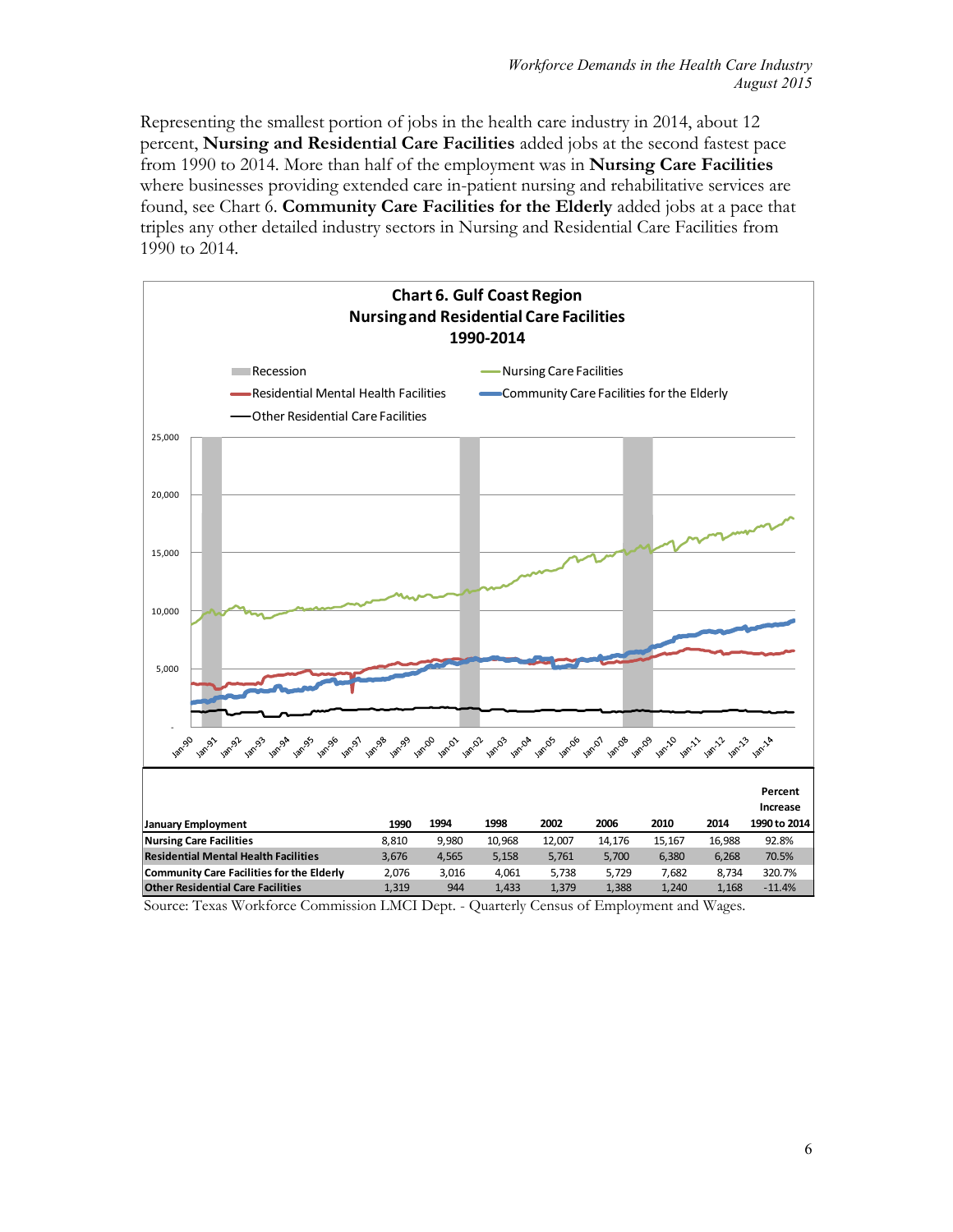Representing the smallest portion of jobs in the health care industry in 2014, about 12 percent, **Nursing and Residential Care Facilities** added jobs at the second fastest pace from 1990 to 2014. More than half of the employment was in **Nursing Care Facilities** where businesses providing extended care in-patient nursing and rehabilitative services are found, see Chart 6. **Community Care Facilities for the Elderly** added jobs at a pace that triples any other detailed industry sectors in Nursing and Residential Care Facilities from 1990 to 2014.

**Chart 6. Gulf Coast Region**
**Nursing and Residential Care Facilities**
**1990-2014**

| January Employment | 1990 | 1994 | 1998 | 2002 | 2006 | 2010 | 2014 | Percent Increase 1990 to 2014 |
|---|---|---|---|---|---|---|---|---|
| Nursing Care Facilities | 8,810 | 9,980 | 10,968 | 12,007 | 14,176 | 15,167 | 16,988 | 92.8% |
| Residential Mental Health Facilities | 3,676 | 4,565 | 5,158 | 5,761 | 5,700 | 6,380 | 6,268 | 70.5% |
| Community Care Facilities for the Elderly | 2,076 | 3,016 | 4,061 | 5,738 | 5,729 | 7,682 | 8,734 | 320.7% |
| Other Residential Care Facilities | 1,319 | 944 | 1,433 | 1,379 | 1,388 | 1,240 | 1,168 | -11.4% |

Source: Texas Workforce Commission LMCI Dept. - Quarterly Census of Employment and Wages.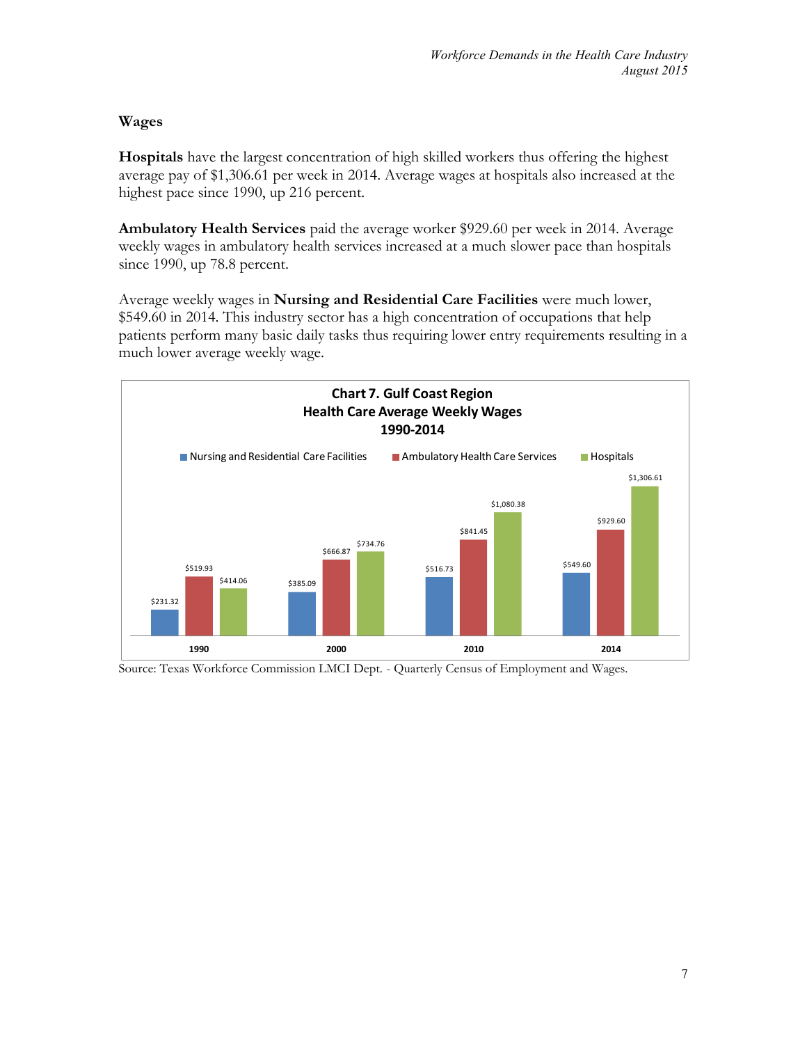## Wages

**Hospitals** have the largest concentration of high skilled workers thus offering the highest average pay of $1,306.61 per week in 2014. Average wages at hospitals also increased at the highest pace since 1990, up 216 percent.

**Ambulatory Health Services** paid the average worker $929.60 per week in 2014. Average weekly wages in ambulatory health services increased at a much slower pace than hospitals since 1990, up 78.8 percent.

Average weekly wages in **Nursing and Residential Care Facilities** were much lower, $549.60 in 2014. This industry sector has a high concentration of occupations that help patients perform many basic daily tasks thus requiring lower entry requirements resulting in a much lower average weekly wage.

**Chart 7. Gulf Coast Region Health Care Average Weekly Wages 1990-2014**

| | Nursing and Residential Care Facilities | Ambulatory Health Care Services | Hospitals |
|---|---|---|---|
| 1990 | $231.32 | $519.93 | $414.06 |
| 2000 | $385.09 | $666.87 | $734.76 |
| 2010 | $516.73 | $841.45 | $1,080.38 |
| 2014 | $549.60 | $929.60 | $1,306.61 |

Source: Texas Workforce Commission LMCI Dept. - Quarterly Census of Employment and Wages.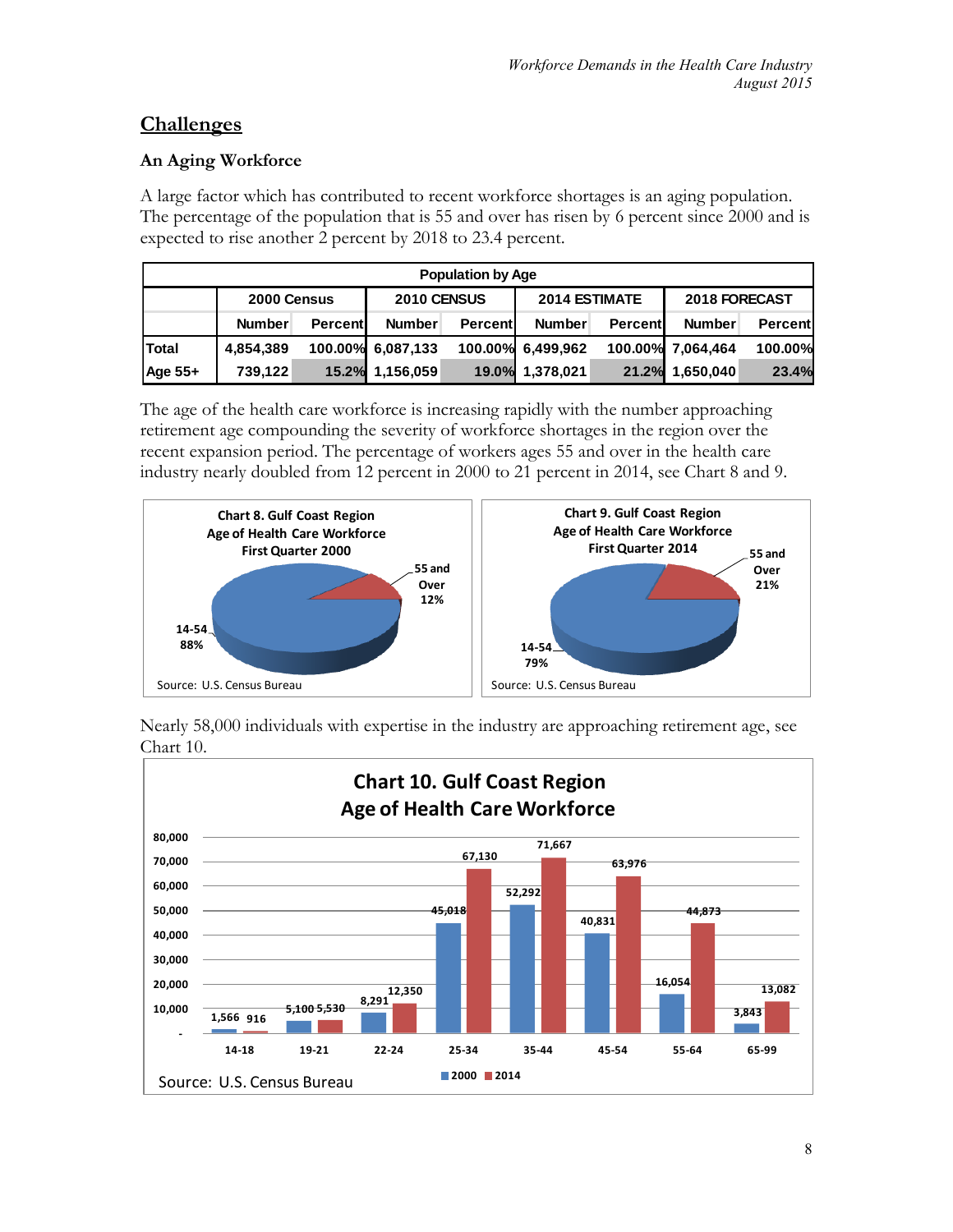## Challenges

### An Aging Workforce

A large factor which has contributed to recent workforce shortages is an aging population. The percentage of the population that is 55 and over has risen by 6 percent since 2000 and is expected to rise another 2 percent by 2018 to 23.4 percent.

| Population by Age | | | | | | | | |
|---|---|---|---|---|---|---|---|---|
| | 2000 Census | | 2010 CENSUS | | 2014 ESTIMATE | | 2018 FORECAST | |
| | Number | Percent | Number | Percent | Number | Percent | Number | Percent |
| Total | 4,854,389 | 100.00% | 6,087,133 | 100.00% | 6,499,962 | 100.00% | 7,064,464 | 100.00% |
| Age 55+ | 739,122 | 15.2% | 1,156,059 | 19.0% | 1,378,021 | 21.2% | 1,650,040 | 23.4% |

The age of the health care workforce is increasing rapidly with the number approaching retirement age compounding the severity of workforce shortages in the region over the recent expansion period. The percentage of workers ages 55 and over in the health care industry nearly doubled from 12 percent in 2000 to 21 percent in 2014, see Chart 8 and 9.

**Chart 8. Gulf Coast Region Age of Health Care Workforce First Quarter 2000**

| Age | Percent |
|---|---|
| 14-54 | 88% |
| 55 and Over | 12% |

Source: U.S. Census Bureau

**Chart 9. Gulf Coast Region Age of Health Care Workforce First Quarter 2014**

| Age | Percent |
|---|---|
| 14-54 | 79% |
| 55 and Over | 21% |

Source: U.S. Census Bureau

Nearly 58,000 individuals with expertise in the industry are approaching retirement age, see Chart 10.

**Chart 10. Gulf Coast Region Age of Health Care Workforce**

| Age | 2000 | 2014 |
|---|---|---|
| 14-18 | 1,566 | 916 |
| 19-21 | 5,100 | 5,530 |
| 22-24 | 8,291 | 12,350 |
| 25-34 | 45,018 | 67,130 |
| 35-44 | 52,292 | 71,667 |
| 45-54 | 40,831 | 63,976 |
| 55-64 | 16,054 | 44,873 |
| 65-99 | 3,843 | 13,082 |

Source: U.S. Census Bureau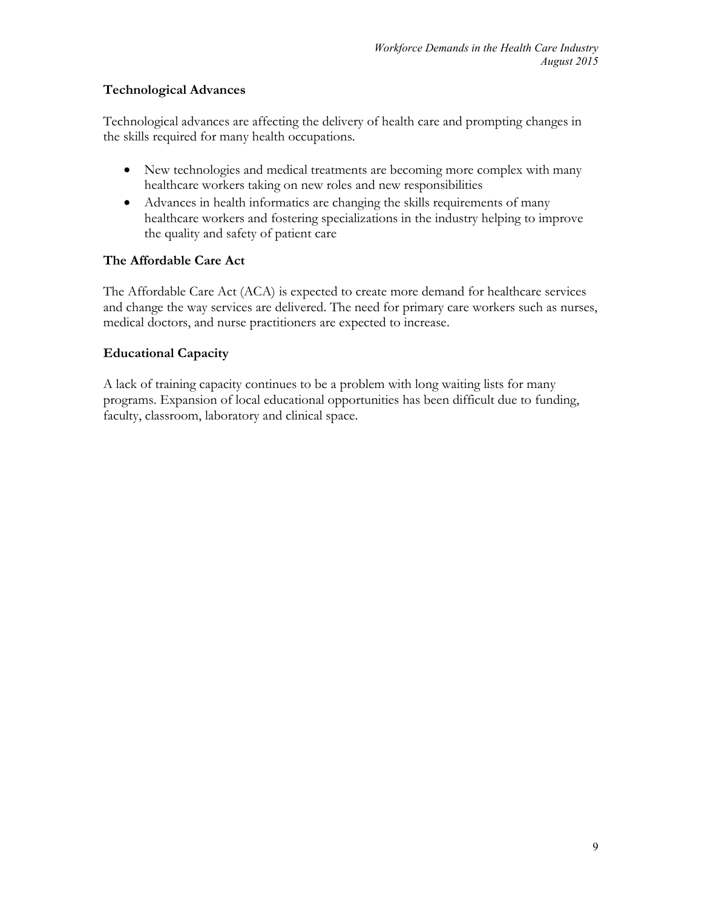**Technological Advances**

Technological advances are affecting the delivery of health care and prompting changes in the skills required for many health occupations.

- New technologies and medical treatments are becoming more complex with many healthcare workers taking on new roles and new responsibilities
- Advances in health informatics are changing the skills requirements of many healthcare workers and fostering specializations in the industry helping to improve the quality and safety of patient care

**The Affordable Care Act**

The Affordable Care Act (ACA) is expected to create more demand for healthcare services and change the way services are delivered. The need for primary care workers such as nurses, medical doctors, and nurse practitioners are expected to increase.

**Educational Capacity**

A lack of training capacity continues to be a problem with long waiting lists for many programs. Expansion of local educational opportunities has been difficult due to funding, faculty, classroom, laboratory and clinical space.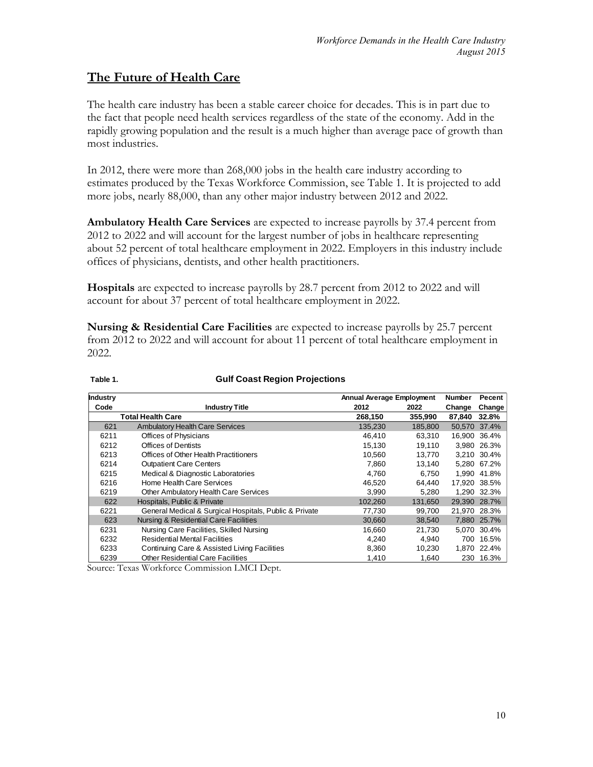## The Future of Health Care

The health care industry has been a stable career choice for decades. This is in part due to the fact that people need health services regardless of the state of the economy. Add in the rapidly growing population and the result is a much higher than average pace of growth than most industries.

In 2012, there were more than 268,000 jobs in the health care industry according to estimates produced by the Texas Workforce Commission, see Table 1. It is projected to add more jobs, nearly 88,000, than any other major industry between 2012 and 2022.

**Ambulatory Health Care Services** are expected to increase payrolls by 37.4 percent from 2012 to 2022 and will account for the largest number of jobs in healthcare representing about 52 percent of total healthcare employment in 2022. Employers in this industry include offices of physicians, dentists, and other health practitioners.

**Hospitals** are expected to increase payrolls by 28.7 percent from 2012 to 2022 and will account for about 37 percent of total healthcare employment in 2022.

**Nursing & Residential Care Facilities** are expected to increase payrolls by 25.7 percent from 2012 to 2022 and will account for about 11 percent of total healthcare employment in 2022.

**Table 1. Gulf Coast Region Projections**

| Industry Code | Industry Title | Annual Average Employment 2012 | Annual Average Employment 2022 | Number Change | Pecent Change |
|---|---|---|---|---|---|
| | **Total Health Care** | **268,150** | **355,990** | **87,840** | **32.8%** |
| 621 | Ambulatory Health Care Services | 135,230 | 185,800 | 50,570 | 37.4% |
| 6211 | Offices of Physicians | 46,410 | 63,310 | 16,900 | 36.4% |
| 6212 | Offices of Dentists | 15,130 | 19,110 | 3,980 | 26.3% |
| 6213 | Offices of Other Health Practitioners | 10,560 | 13,770 | 3,210 | 30.4% |
| 6214 | Outpatient Care Centers | 7,860 | 13,140 | 5,280 | 67.2% |
| 6215 | Medical & Diagnostic Laboratories | 4,760 | 6,750 | 1,990 | 41.8% |
| 6216 | Home Health Care Services | 46,520 | 64,440 | 17,920 | 38.5% |
| 6219 | Other Ambulatory Health Care Services | 3,990 | 5,280 | 1,290 | 32.3% |
| 622 | Hospitals, Public & Private | 102,260 | 131,650 | 29,390 | 28.7% |
| 6221 | General Medical & Surgical Hospitals, Public & Private | 77,730 | 99,700 | 21,970 | 28.3% |
| 623 | Nursing & Residential Care Facilities | 30,660 | 38,540 | 7,880 | 25.7% |
| 6231 | Nursing Care Facilities, Skilled Nursing | 16,660 | 21,730 | 5,070 | 30.4% |
| 6232 | Residential Mental Facilities | 4,240 | 4,940 | 700 | 16.5% |
| 6233 | Continuing Care & Assisted Living Facilities | 8,360 | 10,230 | 1,870 | 22.4% |
| 6239 | Other Residential Care Facilities | 1,410 | 1,640 | 230 | 16.3% |

Source: Texas Workforce Commission LMCI Dept.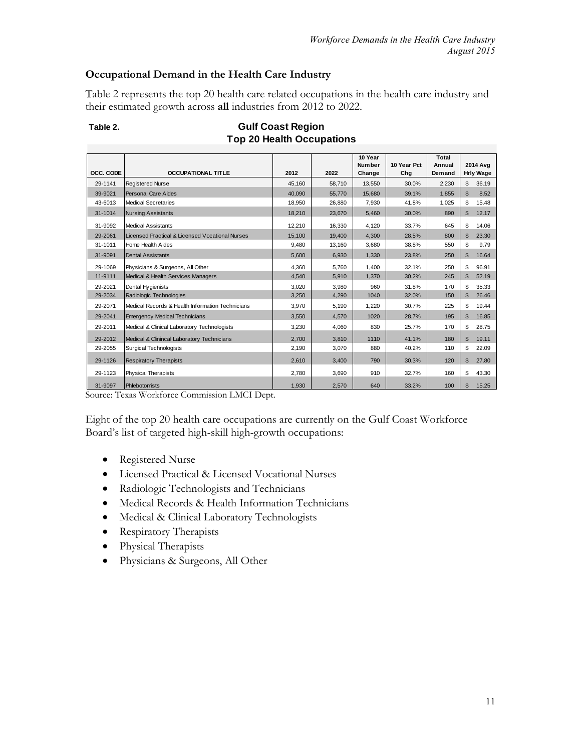## Occupational Demand in the Health Care Industry

Table 2 represents the top 20 health care related occupations in the health care industry and their estimated growth across **all** industries from 2012 to 2022.

**Table 2. Gulf Coast Region Top 20 Health Occupations**

| OCC. CODE | OCCUPATIONAL TITLE | 2012 | 2022 | 10 Year Number Change | 10 Year Pct Chg | Total Annual Demand | 2014 Avg Hrly Wage |
|---|---|---|---|---|---|---|---|
| 29-1141 | Registered Nurse | 45,160 | 58,710 | 13,550 | 30.0% | 2,230 | $ 36.19 |
| 39-9021 | Personal Care Aides | 40,090 | 55,770 | 15,680 | 39.1% | 1,855 | $ 8.52 |
| 43-6013 | Medical Secretaries | 18,950 | 26,880 | 7,930 | 41.8% | 1,025 | $ 15.48 |
| 31-1014 | Nursing Assistants | 18,210 | 23,670 | 5,460 | 30.0% | 890 | $ 12.17 |
| 31-9092 | Medical Assistants | 12,210 | 16,330 | 4,120 | 33.7% | 645 | $ 14.06 |
| 29-2061 | Licensed Practical & Licensed Vocational Nurses | 15,100 | 19,400 | 4,300 | 28.5% | 800 | $ 23.30 |
| 31-1011 | Home Health Aides | 9,480 | 13,160 | 3,680 | 38.8% | 550 | $ 9.79 |
| 31-9091 | Dental Assistants | 5,600 | 6,930 | 1,330 | 23.8% | 250 | $ 16.64 |
| 29-1069 | Physicians & Surgeons, All Other | 4,360 | 5,760 | 1,400 | 32.1% | 250 | $ 96.91 |
| 11-9111 | Medical & Health Services Managers | 4,540 | 5,910 | 1,370 | 30.2% | 245 | $ 52.19 |
| 29-2021 | Dental Hygienists | 3,020 | 3,980 | 960 | 31.8% | 170 | $ 35.33 |
| 29-2034 | Radiologic Technologies | 3,250 | 4,290 | 1040 | 32.0% | 150 | $ 26.46 |
| 29-2071 | Medical Records & Health Information Technicians | 3,970 | 5,190 | 1,220 | 30.7% | 225 | $ 19.44 |
| 29-2041 | Emergency Medical Technicians | 3,550 | 4,570 | 1020 | 28.7% | 195 | $ 16.85 |
| 29-2011 | Medical & Clinical Laboratory Technologists | 3,230 | 4,060 | 830 | 25.7% | 170 | $ 28.75 |
| 29-2012 | Medical & Clinincal Laboratory Technicians | 2,700 | 3,810 | 1110 | 41.1% | 180 | $ 19.11 |
| 29-2055 | Surgical Technologists | 2,190 | 3,070 | 880 | 40.2% | 110 | $ 22.09 |
| 29-1126 | Respiratory Therapists | 2,610 | 3,400 | 790 | 30.3% | 120 | $ 27.80 |
| 29-1123 | Physical Therapists | 2,780 | 3,690 | 910 | 32.7% | 160 | $ 43.30 |
| 31-9097 | Phlebotomists | 1,930 | 2,570 | 640 | 33.2% | 100 | $ 15.25 |

Source: Texas Workforce Commission LMCI Dept.

Eight of the top 20 health care occupations are currently on the Gulf Coast Workforce Board's list of targeted high-skill high-growth occupations:

- Registered Nurse
- Licensed Practical & Licensed Vocational Nurses
- Radiologic Technologists and Technicians
- Medical Records & Health Information Technicians
- Medical & Clinical Laboratory Technologists
- Respiratory Therapists
- Physical Therapists
- Physicians & Surgeons, All Other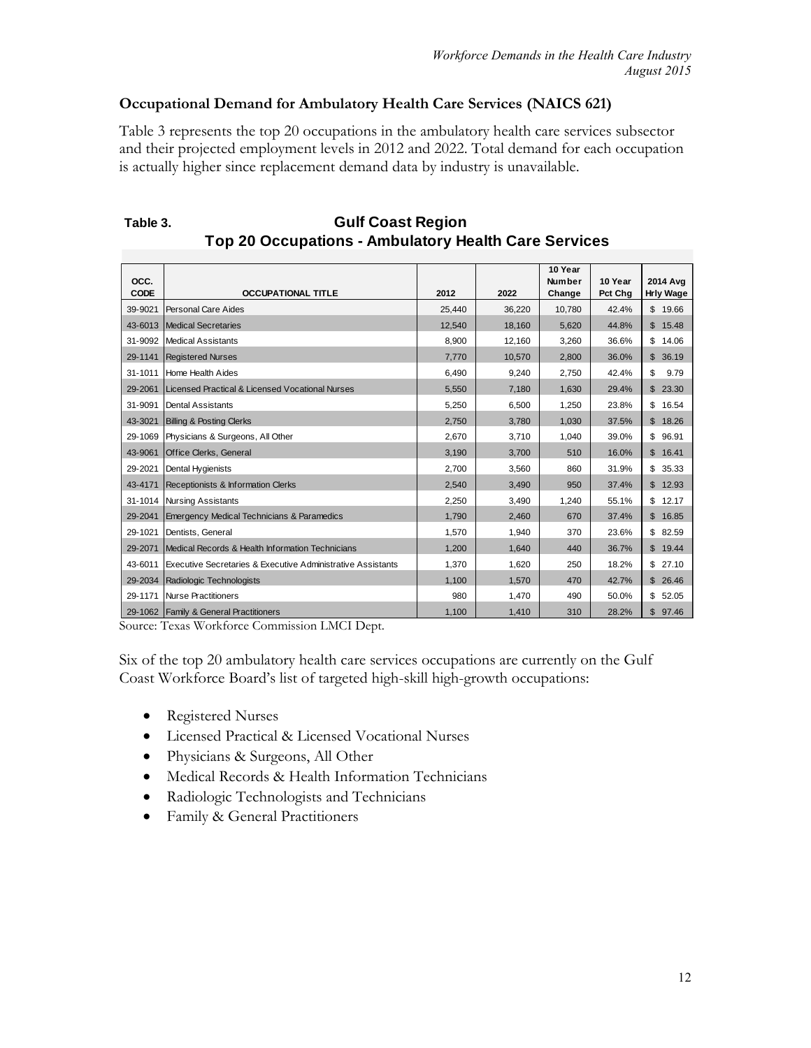## Occupational Demand for Ambulatory Health Care Services (NAICS 621)

Table 3 represents the top 20 occupations in the ambulatory health care services subsector and their projected employment levels in 2012 and 2022. Total demand for each occupation is actually higher since replacement demand data by industry is unavailable.

**Table 3. Gulf Coast Region**
**Top 20 Occupations - Ambulatory Health Care Services**

| OCC. CODE | OCCUPATIONAL TITLE | 2012 | 2022 | 10 Year Number Change | 10 Year Pct Chg | 2014 Avg Hrly Wage |
|---|---|---|---|---|---|---|
| 39-9021 | Personal Care Aides | 25,440 | 36,220 | 10,780 | 42.4% | $ 19.66 |
| 43-6013 | Medical Secretaries | 12,540 | 18,160 | 5,620 | 44.8% | $ 15.48 |
| 31-9092 | Medical Assistants | 8,900 | 12,160 | 3,260 | 36.6% | $ 14.06 |
| 29-1141 | Registered Nurses | 7,770 | 10,570 | 2,800 | 36.0% | $ 36.19 |
| 31-1011 | Home Health Aides | 6,490 | 9,240 | 2,750 | 42.4% | $ 9.79 |
| 29-2061 | Licensed Practical & Licensed Vocational Nurses | 5,550 | 7,180 | 1,630 | 29.4% | $ 23.30 |
| 31-9091 | Dental Assistants | 5,250 | 6,500 | 1,250 | 23.8% | $ 16.54 |
| 43-3021 | Billing & Posting Clerks | 2,750 | 3,780 | 1,030 | 37.5% | $ 18.26 |
| 29-1069 | Physicians & Surgeons, All Other | 2,670 | 3,710 | 1,040 | 39.0% | $ 96.91 |
| 43-9061 | Office Clerks, General | 3,190 | 3,700 | 510 | 16.0% | $ 16.41 |
| 29-2021 | Dental Hygienists | 2,700 | 3,560 | 860 | 31.9% | $ 35.33 |
| 43-4171 | Receptionists & Information Clerks | 2,540 | 3,490 | 950 | 37.4% | $ 12.93 |
| 31-1014 | Nursing Assistants | 2,250 | 3,490 | 1,240 | 55.1% | $ 12.17 |
| 29-2041 | Emergency Medical Technicians & Paramedics | 1,790 | 2,460 | 670 | 37.4% | $ 16.85 |
| 29-1021 | Dentists, General | 1,570 | 1,940 | 370 | 23.6% | $ 82.59 |
| 29-2071 | Medical Records & Health Information Technicians | 1,200 | 1,640 | 440 | 36.7% | $ 19.44 |
| 43-6011 | Executive Secretaries & Executive Administrative Assistants | 1,370 | 1,620 | 250 | 18.2% | $ 27.10 |
| 29-2034 | Radiologic Technologists | 1,100 | 1,570 | 470 | 42.7% | $ 26.46 |
| 29-1171 | Nurse Practitioners | 980 | 1,470 | 490 | 50.0% | $ 52.05 |
| 29-1062 | Family & General Practitioners | 1,100 | 1,410 | 310 | 28.2% | $ 97.46 |

Source: Texas Workforce Commission LMCI Dept.

Six of the top 20 ambulatory health care services occupations are currently on the Gulf Coast Workforce Board's list of targeted high-skill high-growth occupations:

- Registered Nurses
- Licensed Practical & Licensed Vocational Nurses
- Physicians & Surgeons, All Other
- Medical Records & Health Information Technicians
- Radiologic Technologists and Technicians
- Family & General Practitioners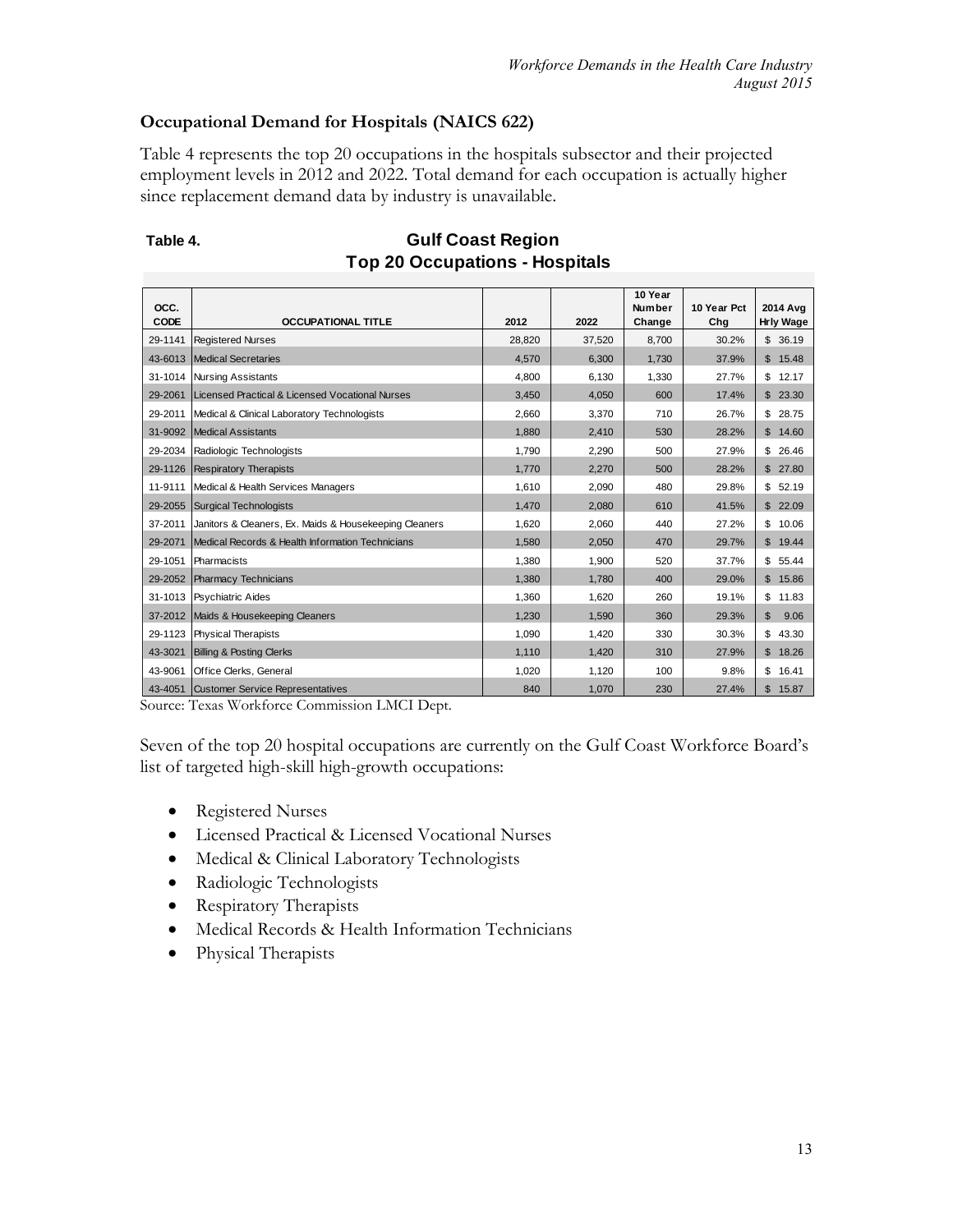### Occupational Demand for Hospitals (NAICS 622)

Table 4 represents the top 20 occupations in the hospitals subsector and their projected employment levels in 2012 and 2022. Total demand for each occupation is actually higher since replacement demand data by industry is unavailable.

**Table 4. Gulf Coast Region**
**Top 20 Occupations - Hospitals**

| OCC. CODE | OCCUPATIONAL TITLE | 2012 | 2022 | 10 Year Number Change | 10 Year Pct Chg | 2014 Avg Hrly Wage |
|---|---|---|---|---|---|---|
| 29-1141 | Registered Nurses | 28,820 | 37,520 | 8,700 | 30.2% | $ 36.19 |
| 43-6013 | Medical Secretaries | 4,570 | 6,300 | 1,730 | 37.9% | $ 15.48 |
| 31-1014 | Nursing Assistants | 4,800 | 6,130 | 1,330 | 27.7% | $ 12.17 |
| 29-2061 | Licensed Practical & Licensed Vocational Nurses | 3,450 | 4,050 | 600 | 17.4% | $ 23.30 |
| 29-2011 | Medical & Clinical Laboratory Technologists | 2,660 | 3,370 | 710 | 26.7% | $ 28.75 |
| 31-9092 | Medical Assistants | 1,880 | 2,410 | 530 | 28.2% | $ 14.60 |
| 29-2034 | Radiologic Technologists | 1,790 | 2,290 | 500 | 27.9% | $ 26.46 |
| 29-1126 | Respiratory Therapists | 1,770 | 2,270 | 500 | 28.2% | $ 27.80 |
| 11-9111 | Medical & Health Services Managers | 1,610 | 2,090 | 480 | 29.8% | $ 52.19 |
| 29-2055 | Surgical Technologists | 1,470 | 2,080 | 610 | 41.5% | $ 22.09 |
| 37-2011 | Janitors & Cleaners, Ex. Maids & Housekeeping Cleaners | 1,620 | 2,060 | 440 | 27.2% | $ 10.06 |
| 29-2071 | Medical Records & Health Information Technicians | 1,580 | 2,050 | 470 | 29.7% | $ 19.44 |
| 29-1051 | Pharmacists | 1,380 | 1,900 | 520 | 37.7% | $ 55.44 |
| 29-2052 | Pharmacy Technicians | 1,380 | 1,780 | 400 | 29.0% | $ 15.86 |
| 31-1013 | Psychiatric Aides | 1,360 | 1,620 | 260 | 19.1% | $ 11.83 |
| 37-2012 | Maids & Housekeeping Cleaners | 1,230 | 1,590 | 360 | 29.3% | $ 9.06 |
| 29-1123 | Physical Therapists | 1,090 | 1,420 | 330 | 30.3% | $ 43.30 |
| 43-3021 | Billing & Posting Clerks | 1,110 | 1,420 | 310 | 27.9% | $ 18.26 |
| 43-9061 | Office Clerks, General | 1,020 | 1,120 | 100 | 9.8% | $ 16.41 |
| 43-4051 | Customer Service Representatives | 840 | 1,070 | 230 | 27.4% | $ 15.87 |

Source: Texas Workforce Commission LMCI Dept.

Seven of the top 20 hospital occupations are currently on the Gulf Coast Workforce Board's list of targeted high-skill high-growth occupations:

- Registered Nurses
- Licensed Practical & Licensed Vocational Nurses
- Medical & Clinical Laboratory Technologists
- Radiologic Technologists
- Respiratory Therapists
- Medical Records & Health Information Technicians
- Physical Therapists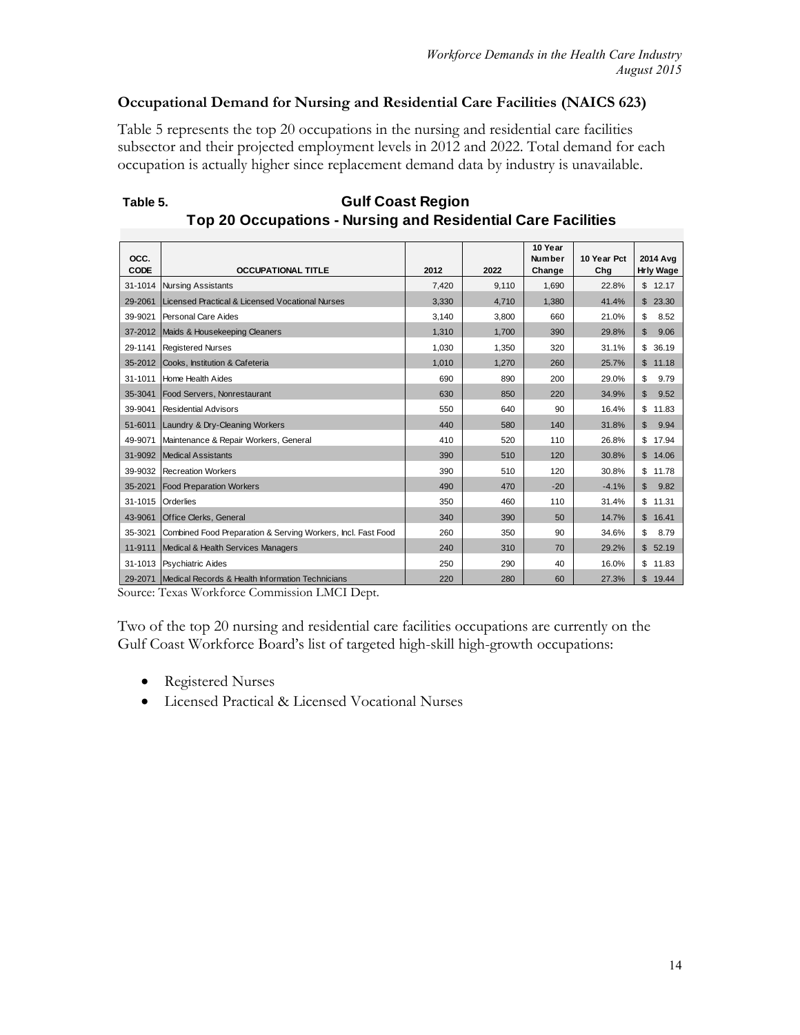**Occupational Demand for Nursing and Residential Care Facilities (NAICS 623)**

Table 5 represents the top 20 occupations in the nursing and residential care facilities subsector and their projected employment levels in 2012 and 2022. Total demand for each occupation is actually higher since replacement demand data by industry is unavailable.

**Table 5. Gulf Coast Region**
**Top 20 Occupations - Nursing and Residential Care Facilities**

| OCC. CODE | OCCUPATIONAL TITLE | 2012 | 2022 | 10 Year Number Change | 10 Year Pct Chg | 2014 Avg Hrly Wage |
|---|---|---|---|---|---|---|
| 31-1014 | Nursing Assistants | 7,420 | 9,110 | 1,690 | 22.8% | $ 12.17 |
| 29-2061 | Licensed Practical & Licensed Vocational Nurses | 3,330 | 4,710 | 1,380 | 41.4% | $ 23.30 |
| 39-9021 | Personal Care Aides | 3,140 | 3,800 | 660 | 21.0% | $ 8.52 |
| 37-2012 | Maids & Housekeeping Cleaners | 1,310 | 1,700 | 390 | 29.8% | $ 9.06 |
| 29-1141 | Registered Nurses | 1,030 | 1,350 | 320 | 31.1% | $ 36.19 |
| 35-2012 | Cooks, Institution & Cafeteria | 1,010 | 1,270 | 260 | 25.7% | $ 11.18 |
| 31-1011 | Home Health Aides | 690 | 890 | 200 | 29.0% | $ 9.79 |
| 35-3041 | Food Servers, Nonrestaurant | 630 | 850 | 220 | 34.9% | $ 9.52 |
| 39-9041 | Residential Advisors | 550 | 640 | 90 | 16.4% | $ 11.83 |
| 51-6011 | Laundry & Dry-Cleaning Workers | 440 | 580 | 140 | 31.8% | $ 9.94 |
| 49-9071 | Maintenance & Repair Workers, General | 410 | 520 | 110 | 26.8% | $ 17.94 |
| 31-9092 | Medical Assistants | 390 | 510 | 120 | 30.8% | $ 14.06 |
| 39-9032 | Recreation Workers | 390 | 510 | 120 | 30.8% | $ 11.78 |
| 35-2021 | Food Preparation Workers | 490 | 470 | -20 | -4.1% | $ 9.82 |
| 31-1015 | Orderlies | 350 | 460 | 110 | 31.4% | $ 11.31 |
| 43-9061 | Office Clerks, General | 340 | 390 | 50 | 14.7% | $ 16.41 |
| 35-3021 | Combined Food Preparation & Serving Workers, Incl. Fast Food | 260 | 350 | 90 | 34.6% | $ 8.79 |
| 11-9111 | Medical & Health Services Managers | 240 | 310 | 70 | 29.2% | $ 52.19 |
| 31-1013 | Psychiatric Aides | 250 | 290 | 40 | 16.0% | $ 11.83 |
| 29-2071 | Medical Records & Health Information Technicians | 220 | 280 | 60 | 27.3% | $ 19.44 |

Source: Texas Workforce Commission LMCI Dept.

Two of the top 20 nursing and residential care facilities occupations are currently on the Gulf Coast Workforce Board's list of targeted high-skill high-growth occupations:

- Registered Nurses
- Licensed Practical & Licensed Vocational Nurses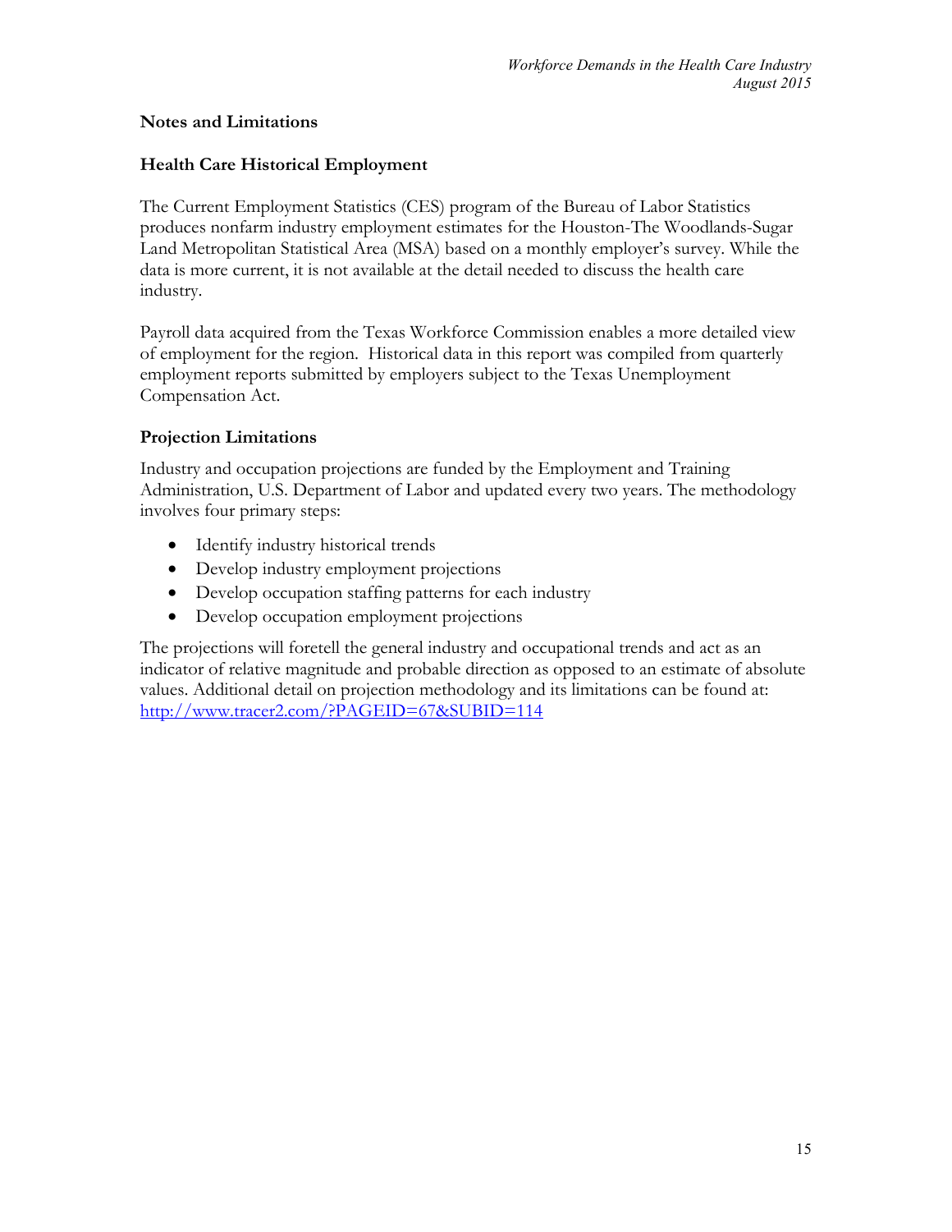## Notes and Limitations

### Health Care Historical Employment

The Current Employment Statistics (CES) program of the Bureau of Labor Statistics produces nonfarm industry employment estimates for the Houston-The Woodlands-Sugar Land Metropolitan Statistical Area (MSA) based on a monthly employer's survey. While the data is more current, it is not available at the detail needed to discuss the health care industry.

Payroll data acquired from the Texas Workforce Commission enables a more detailed view of employment for the region. Historical data in this report was compiled from quarterly employment reports submitted by employers subject to the Texas Unemployment Compensation Act.

### Projection Limitations

Industry and occupation projections are funded by the Employment and Training Administration, U.S. Department of Labor and updated every two years. The methodology involves four primary steps:

- Identify industry historical trends
- Develop industry employment projections
- Develop occupation staffing patterns for each industry
- Develop occupation employment projections

The projections will foretell the general industry and occupational trends and act as an indicator of relative magnitude and probable direction as opposed to an estimate of absolute values. Additional detail on projection methodology and its limitations can be found at: http://www.tracer2.com/?PAGEID=67&SUBID=114